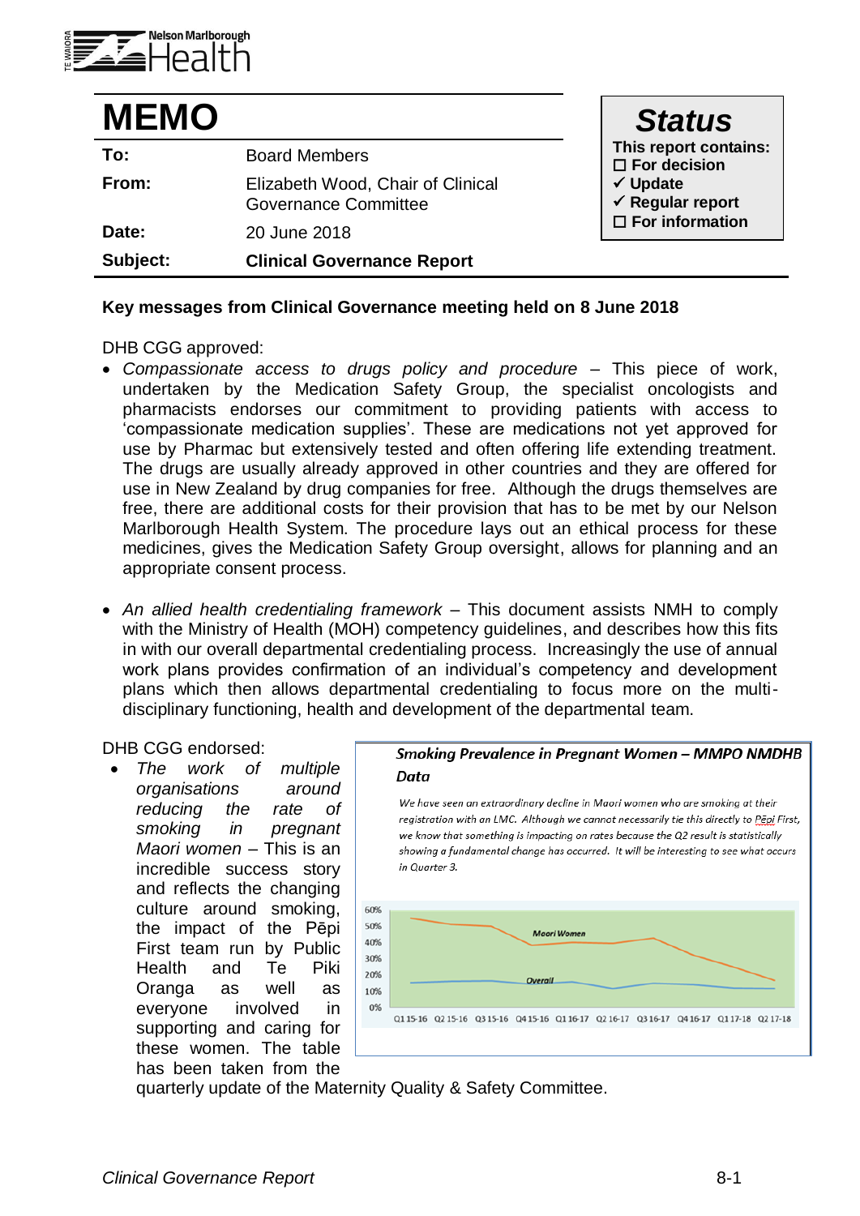# MEMO

| | |
|---|---|
| **To:** | Board Members |
| **From:** | Elizabeth Wood, Chair of Clinical Governance Committee |
| **Date:** | 20 June 2018 |
| **Subject:** | **Clinical Governance Report** |

**Status**

**This report contains:**
- ☐ **For decision**
- ✓ **Update**
- ✓ **Regular report**
- ☐ **For information**

**Key messages from Clinical Governance meeting held on 8 June 2018**

DHB CGG approved:

- *Compassionate access to drugs policy and procedure* – This piece of work, undertaken by the Medication Safety Group, the specialist oncologists and pharmacists endorses our commitment to providing patients with access to 'compassionate medication supplies'. These are medications not yet approved for use by Pharmac but extensively tested and often offering life extending treatment. The drugs are usually already approved in other countries and they are offered for use in New Zealand by drug companies for free. Although the drugs themselves are free, there are additional costs for their provision that has to be met by our Nelson Marlborough Health System. The procedure lays out an ethical process for these medicines, gives the Medication Safety Group oversight, allows for planning and an appropriate consent process.

- *An allied health credentialing framework* – This document assists NMH to comply with the Ministry of Health (MOH) competency guidelines, and describes how this fits in with our overall departmental credentialing process. Increasingly the use of annual work plans provides confirmation of an individual's competency and development plans which then allows departmental credentialing to focus more on the multi-disciplinary functioning, health and development of the departmental team.

DHB CGG endorsed:

- *The work of multiple organisations around reducing the rate of smoking in pregnant Maori women* – This is an incredible success story and reflects the changing culture around smoking, the impact of the Pēpi First team run by Public Health and Te Piki Oranga as well as everyone involved in supporting and caring for these women. The table has been taken from the quarterly update of the Maternity Quality & Safety Committee.

***Smoking Prevalence in Pregnant Women – MMPO NMDHB Data***

*We have seen an extraordinary decline in Maori women who are smoking at their registration with an LMC. Although we cannot necessarily tie this directly to Pēpi First, we know that something is impacting on rates because the Q2 result is statistically showing a fundamental change has occurred. It will be interesting to see what occurs in Quarter 3.*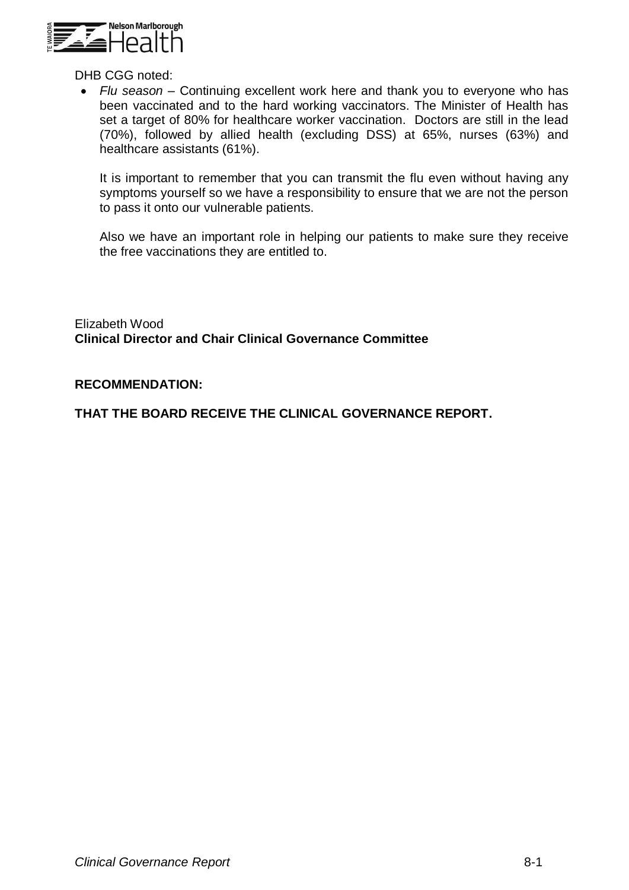DHB CGG noted:

- *Flu season* – Continuing excellent work here and thank you to everyone who has been vaccinated and to the hard working vaccinators. The Minister of Health has set a target of 80% for healthcare worker vaccination. Doctors are still in the lead (70%), followed by allied health (excluding DSS) at 65%, nurses (63%) and healthcare assistants (61%).

  It is important to remember that you can transmit the flu even without having any symptoms yourself so we have a responsibility to ensure that we are not the person to pass it onto our vulnerable patients.

  Also we have an important role in helping our patients to make sure they receive the free vaccinations they are entitled to.

Elizabeth Wood
**Clinical Director and Chair Clinical Governance Committee**

**RECOMMENDATION:**

**THAT THE BOARD RECEIVE THE CLINICAL GOVERNANCE REPORT.**